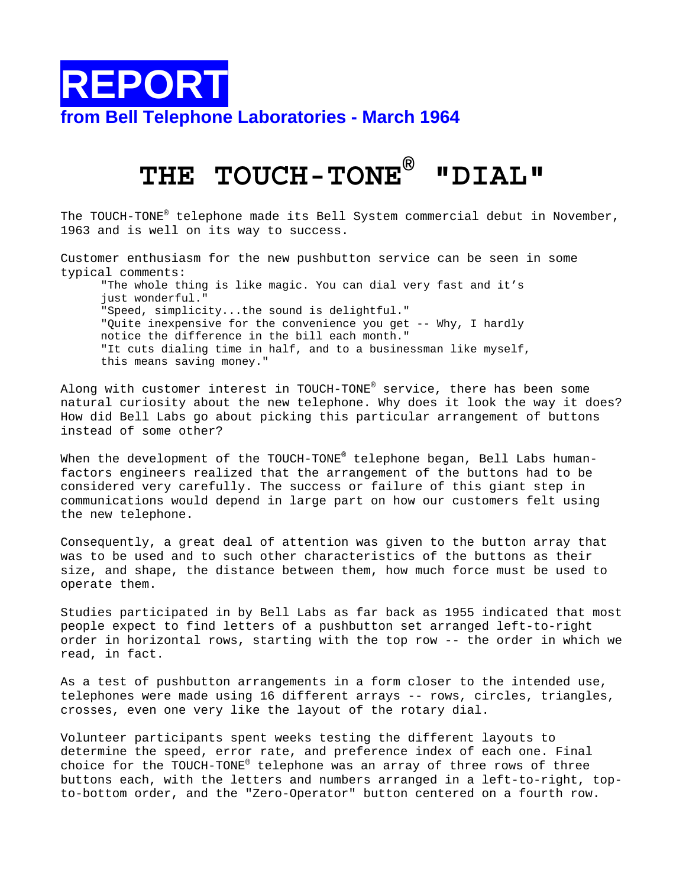# REPORT

**from Bell Telephone Laboratories - March 1964**

# THE TOUCH-TONE® "DIAL"

The TOUCH-TONE® telephone made its Bell System commercial debut in November, 1963 and is well on its way to success.

Customer enthusiasm for the new pushbutton service can be seen in some typical comments:

> "The whole thing is like magic. You can dial very fast and it's just wonderful."
> "Speed, simplicity...the sound is delightful."
> "Quite inexpensive for the convenience you get -- Why, I hardly notice the difference in the bill each month."
> "It cuts dialing time in half, and to a businessman like myself, this means saving money."

Along with customer interest in TOUCH-TONE® service, there has been some natural curiosity about the new telephone. Why does it look the way it does? How did Bell Labs go about picking this particular arrangement of buttons instead of some other?

When the development of the TOUCH-TONE® telephone began, Bell Labs human-factors engineers realized that the arrangement of the buttons had to be considered very carefully. The success or failure of this giant step in communications would depend in large part on how our customers felt using the new telephone.

Consequently, a great deal of attention was given to the button array that was to be used and to such other characteristics of the buttons as their size, and shape, the distance between them, how much force must be used to operate them.

Studies participated in by Bell Labs as far back as 1955 indicated that most people expect to find letters of a pushbutton set arranged left-to-right order in horizontal rows, starting with the top row -- the order in which we read, in fact.

As a test of pushbutton arrangements in a form closer to the intended use, telephones were made using 16 different arrays -- rows, circles, triangles, crosses, even one very like the layout of the rotary dial.

Volunteer participants spent weeks testing the different layouts to determine the speed, error rate, and preference index of each one. Final choice for the TOUCH-TONE® telephone was an array of three rows of three buttons each, with the letters and numbers arranged in a left-to-right, top-to-bottom order, and the "Zero-Operator" button centered on a fourth row.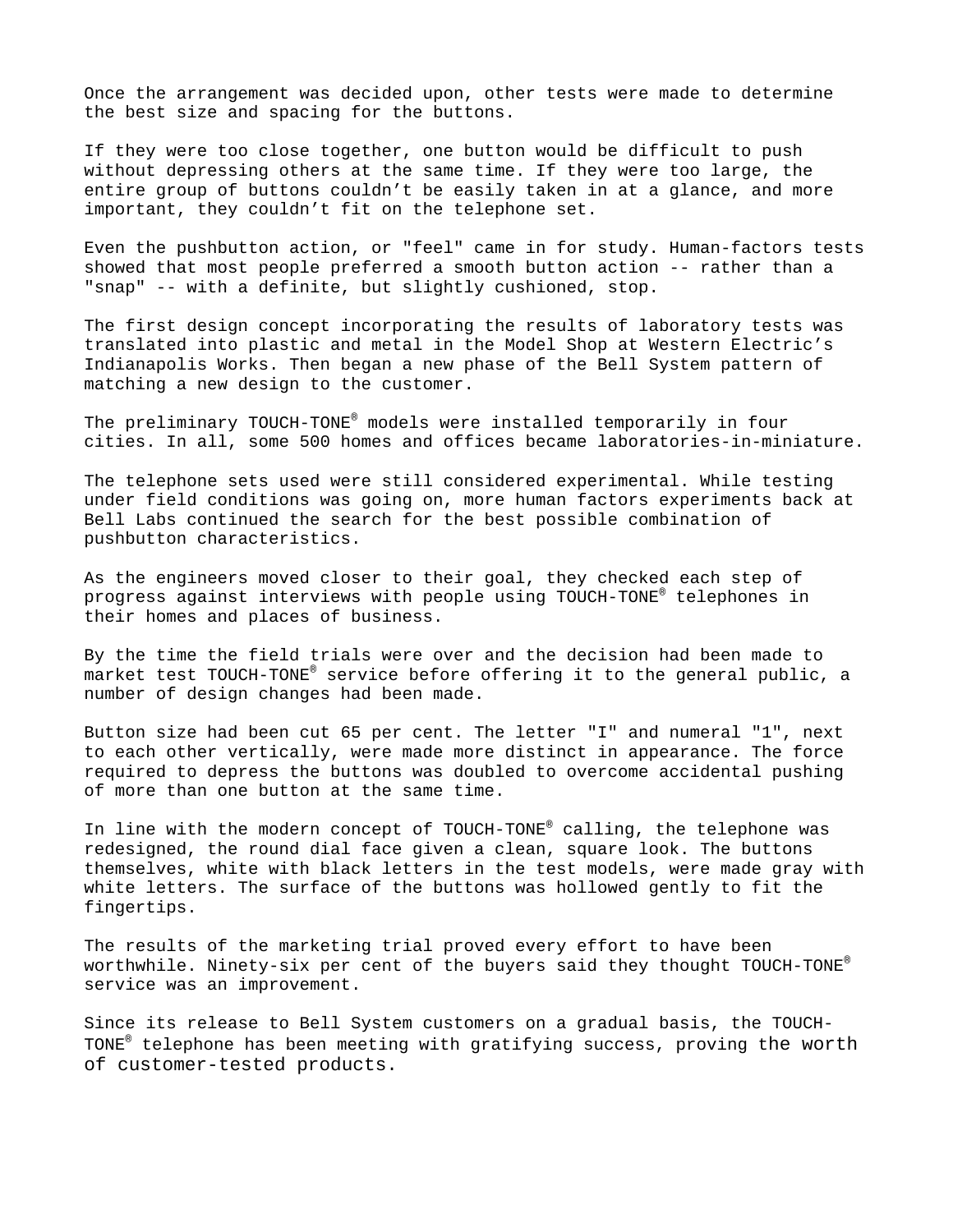Once the arrangement was decided upon, other tests were made to determine the best size and spacing for the buttons.

If they were too close together, one button would be difficult to push without depressing others at the same time. If they were too large, the entire group of buttons couldn't be easily taken in at a glance, and more important, they couldn't fit on the telephone set.

Even the pushbutton action, or "feel" came in for study. Human-factors tests showed that most people preferred a smooth button action -- rather than a "snap" -- with a definite, but slightly cushioned, stop.

The first design concept incorporating the results of laboratory tests was translated into plastic and metal in the Model Shop at Western Electric's Indianapolis Works. Then began a new phase of the Bell System pattern of matching a new design to the customer.

The preliminary TOUCH-TONE® models were installed temporarily in four cities. In all, some 500 homes and offices became laboratories-in-miniature.

The telephone sets used were still considered experimental. While testing under field conditions was going on, more human factors experiments back at Bell Labs continued the search for the best possible combination of pushbutton characteristics.

As the engineers moved closer to their goal, they checked each step of progress against interviews with people using TOUCH-TONE® telephones in their homes and places of business.

By the time the field trials were over and the decision had been made to market test TOUCH-TONE® service before offering it to the general public, a number of design changes had been made.

Button size had been cut 65 per cent. The letter "I" and numeral "1", next to each other vertically, were made more distinct in appearance. The force required to depress the buttons was doubled to overcome accidental pushing of more than one button at the same time.

In line with the modern concept of TOUCH-TONE® calling, the telephone was redesigned, the round dial face given a clean, square look. The buttons themselves, white with black letters in the test models, were made gray with white letters. The surface of the buttons was hollowed gently to fit the fingertips.

The results of the marketing trial proved every effort to have been worthwhile. Ninety-six per cent of the buyers said they thought TOUCH-TONE® service was an improvement.

Since its release to Bell System customers on a gradual basis, the TOUCH-TONE® telephone has been meeting with gratifying success, proving the worth of customer-tested products.